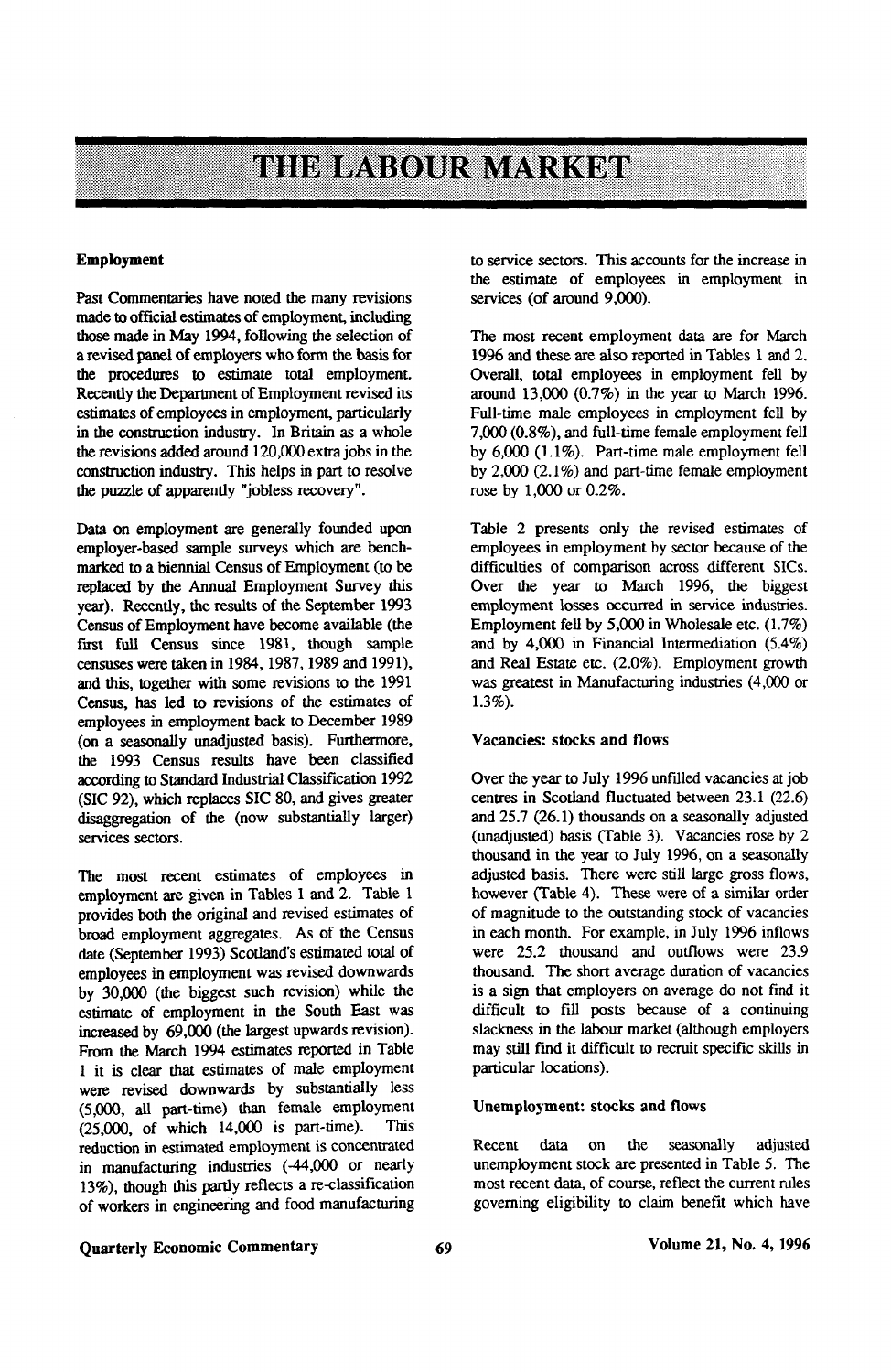# THE LABOUR MARKET

### Employment

Past Commentaries have noted the many revisions made to official estimates of employment, including those made in May 1994, following the selection of a revised panel of employers who form the basis for the procedures to estimate total employment. Recently the Department of Employment revised its estimates of employees in employment, particularly in the construction industry. In Britain as a whole the revisions added around 120,000 extra jobs in the construction industry. This helps in part to resolve the puzzle of apparently "jobless recovery".

Data on employment are generally founded upon employer-based sample surveys which are bench-marked to a biennial Census of Employment (to be replaced by the Annual Employment Survey this year). Recently, the results of the September 1993 Census of Employment have become available (the first full Census since 1981, though sample censuses were taken in 1984, 1987, 1989 and 1991), and this, together with some revisions to the 1991 Census, has led to revisions of the estimates of employees in employment back to December 1989 (on a seasonally unadjusted basis). Furthermore, the 1993 Census results have been classified according to Standard Industrial Classification 1992 (SIC 92), which replaces SIC 80, and gives greater disaggregation of the (now substantially larger) services sectors.

The most recent estimates of employees in employment are given in Tables 1 and 2. Table 1 provides both the original and revised estimates of broad employment aggregates. As of the Census date (September 1993) Scotland's estimated total of employees in employment was revised downwards by 30,000 (the biggest such revision) while the estimate of employment in the South East was increased by 69,000 (the largest upwards revision). From the March 1994 estimates reported in Table 1 it is clear that estimates of male employment were revised downwards by substantially less (5,000, all part-time) than female employment (25,000, of which 14,000 is part-time). This reduction in estimated employment is concentrated in manufacturing industries (-44,000 or nearly 13%), though this partly reflects a re-classification of workers in engineering and food manufacturing to service sectors. This accounts for the increase in the estimate of employees in employment in services (of around 9,000).

The most recent employment data are for March 1996 and these are also reported in Tables 1 and 2. Overall, total employees in employment fell by around 13,000 (0.7%) in the year to March 1996. Full-time male employees in employment fell by 7,000 (0.8%), and full-time female employment fell by 6,000 (1.1%). Part-time male employment fell by 2,000 (2.1%) and part-time female employment rose by 1,000 or 0.2%.

Table 2 presents only the revised estimates of employees in employment by sector because of the difficulties of comparison across different SICs. Over the year to March 1996, the biggest employment losses occurred in service industries. Employment fell by 5,000 in Wholesale etc. (1.7%) and by 4,000 in Financial Intermediation (5.4%) and Real Estate etc. (2.0%). Employment growth was greatest in Manufacturing industries (4,000 or 1.3%).

### Vacancies: stocks and flows

Over the year to July 1996 unfilled vacancies at job centres in Scotland fluctuated between 23.1 (22.6) and 25.7 (26.1) thousands on a seasonally adjusted (unadjusted) basis (Table 3). Vacancies rose by 2 thousand in the year to July 1996, on a seasonally adjusted basis. There were still large gross flows, however (Table 4). These were of a similar order of magnitude to the outstanding stock of vacancies in each month. For example, in July 1996 inflows were 25.2 thousand and outflows were 23.9 thousand. The short average duration of vacancies is a sign that employers on average do not find it difficult to fill posts because of a continuing slackness in the labour market (although employers may still find it difficult to recruit specific skills in particular locations).

### Unemployment: stocks and flows

Recent data on the seasonally adjusted unemployment stock are presented in Table 5. The most recent data, of course, reflect the current rules governing eligibility to claim benefit which have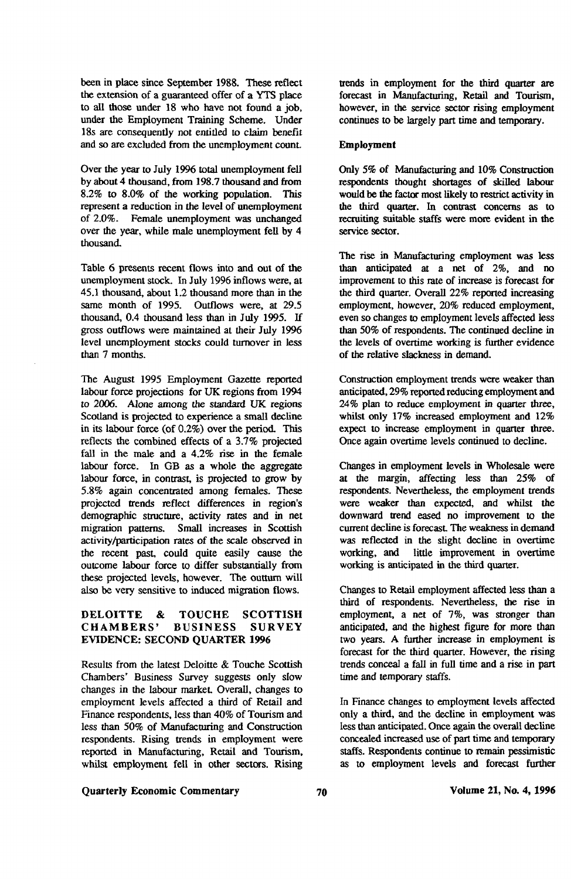been in place since September 1988. These reflect the extension of a guaranteed offer of a YTS place to all those under 18 who have not found a job, under the Employment Training Scheme. Under 18s are consequently not entitled to claim benefit and so are excluded from the unemployment count.

Over the year to July 1996 total unemployment fell by about 4 thousand, from 198.7 thousand and from 8.2% to 8.0% of the working population. This represent a reduction in the level of unemployment of 2.0%. Female unemployment was unchanged over the year, while male unemployment fell by 4 thousand.

Table 6 presents recent flows into and out of the unemployment stock. In July 1996 inflows were, at 45.1 thousand, about 1.2 thousand more than in the same month of 1995. Outflows were, at 29.5 thousand, 0.4 thousand less than in July 1995. If gross outflows were maintained at their July 1996 level unemployment stocks could turnover in less than 7 months.

The August 1995 Employment Gazette reported labour force projections for UK regions from 1994 to 2006. Alone among the standard UK regions Scotland is projected to experience a small decline in its labour force (of 0.2%) over the period. This reflects the combined effects of a 3.7% projected fall in the male and a 4.2% rise in the female labour force. In GB as a whole the aggregate labour force, in contrast, is projected to grow by 5.8% again concentrated among females. These projected trends reflect differences in region's demographic structure, activity rates and in net migration patterns. Small increases in Scottish activity/participation rates of the scale observed in the recent past, could quite easily cause the outcome labour force to differ substantially from these projected levels, however. The outturn will also be very sensitive to induced migration flows.

## DELOITTE & TOUCHE SCOTTISH CHAMBERS' BUSINESS SURVEY EVIDENCE: SECOND QUARTER 1996

Results from the latest Deloitte & Touche Scottish Chambers' Business Survey suggests only slow changes in the labour market. Overall, changes to employment levels affected a third of Retail and Finance respondents, less than 40% of Tourism and less than 50% of Manufacturing and Construction respondents. Rising trends in employment were reported in Manufacturing, Retail and Tourism, whilst employment fell in other sectors. Rising trends in employment for the third quarter are forecast in Manufacturing, Retail and Tourism, however, in the service sector rising employment continues to be largely part time and temporary.

**Employment**

Only 5% of Manufacturing and 10% Construction respondents thought shortages of skilled labour would be the factor most likely to restrict activity in the third quarter. In contrast concerns as to recruiting suitable staffs were more evident in the service sector.

The rise in Manufacturing employment was less than anticipated at a net of 2%, and no improvement to this rate of increase is forecast for the third quarter. Overall 22% reported increasing employment, however, 20% reduced employment, even so changes to employment levels affected less than 50% of respondents. The continued decline in the levels of overtime working is further evidence of the relative slackness in demand.

Construction employment trends were weaker than anticipated, 29% reported reducing employment and 24% plan to reduce employment in quarter three, whilst only 17% increased employment and 12% expect to increase employment in quarter three. Once again overtime levels continued to decline.

Changes in employment levels in Wholesale were at the margin, affecting less than 25% of respondents. Nevertheless, the employment trends were weaker than expected, and whilst the downward trend eased no improvement to the current decline is forecast. The weakness in demand was reflected in the slight decline in overtime working, and little improvement in overtime working is anticipated in the third quarter.

Changes to Retail employment affected less than a third of respondents. Nevertheless, the rise in employment, a net of 7%, was stronger than anticipated, and the highest figure for more than two years. A further increase in employment is forecast for the third quarter. However, the rising trends conceal a fall in full time and a rise in part time and temporary staffs.

In Finance changes to employment levels affected only a third, and the decline in employment was less than anticipated. Once again the overall decline concealed increased use of part time and temporary staffs. Respondents continue to remain pessimistic as to employment levels and forecast further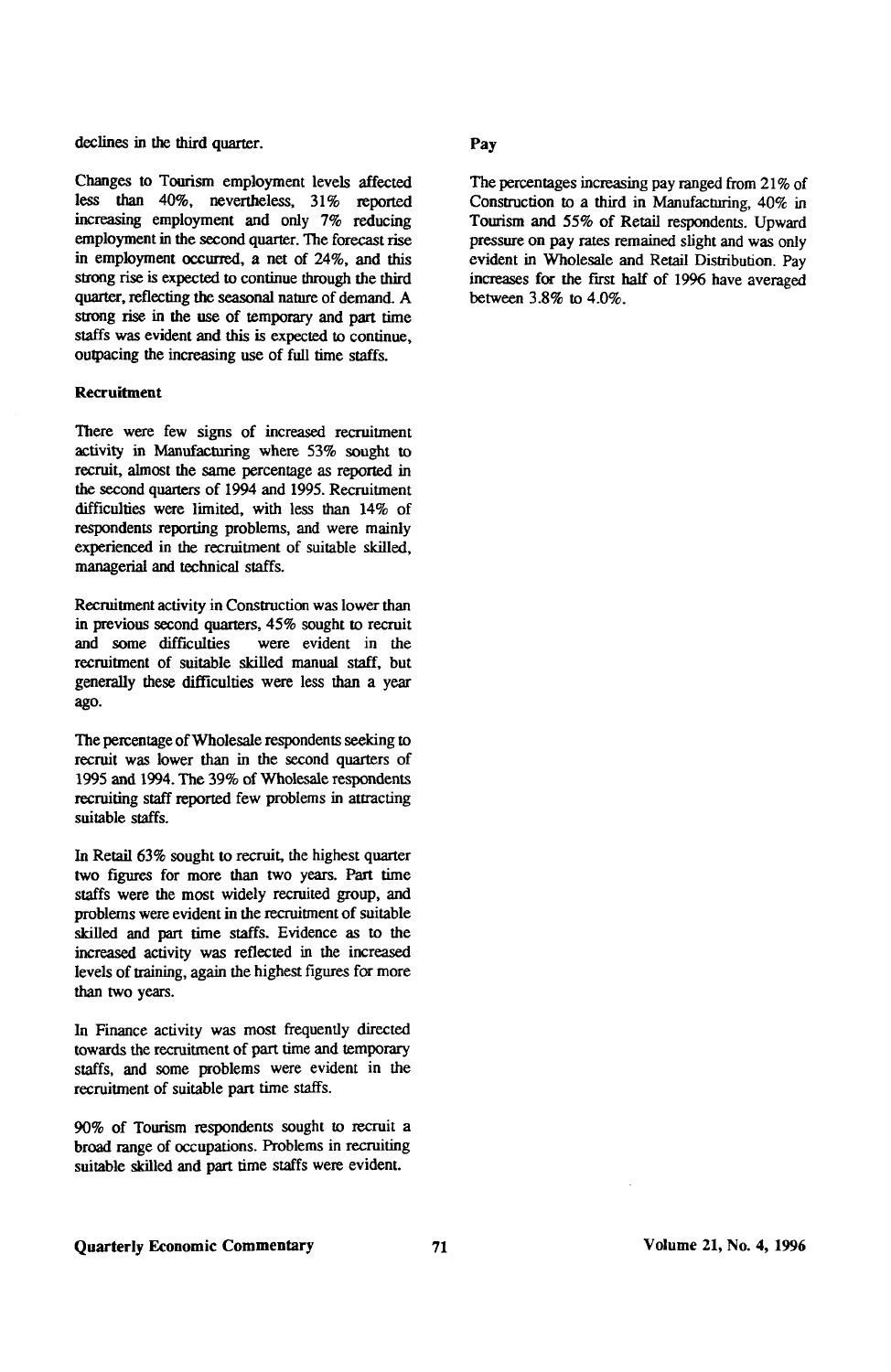declines in the third quarter.

Changes to Tourism employment levels affected less than 40%, nevertheless, 31% reported increasing employment and only 7% reducing employment in the second quarter. The forecast rise in employment occurred, a net of 24%, and this strong rise is expected to continue through the third quarter, reflecting the seasonal nature of demand. A strong rise in the use of temporary and part time staffs was evident and this is expected to continue, outpacing the increasing use of full time staffs.

**Recruitment**

There were few signs of increased recruitment activity in Manufacturing where 53% sought to recruit, almost the same percentage as reported in the second quarters of 1994 and 1995. Recruitment difficulties were limited, with less than 14% of respondents reporting problems, and were mainly experienced in the recruitment of suitable skilled, managerial and technical staffs.

Recruitment activity in Construction was lower than in previous second quarters, 45% sought to recruit and some difficulties were evident in the recruitment of suitable skilled manual staff, but generally these difficulties were less than a year ago.

The percentage of Wholesale respondents seeking to recruit was lower than in the second quarters of 1995 and 1994. The 39% of Wholesale respondents recruiting staff reported few problems in attracting suitable staffs.

In Retail 63% sought to recruit, the highest quarter two figures for more than two years. Part time staffs were the most widely recruited group, and problems were evident in the recruitment of suitable skilled and part time staffs. Evidence as to the increased activity was reflected in the increased levels of training, again the highest figures for more than two years.

In Finance activity was most frequently directed towards the recruitment of part time and temporary staffs, and some problems were evident in the recruitment of suitable part time staffs.

90% of Tourism respondents sought to recruit a broad range of occupations. Problems in recruiting suitable skilled and part time staffs were evident.

**Pay**

The percentages increasing pay ranged from 21% of Construction to a third in Manufacturing, 40% in Tourism and 55% of Retail respondents. Upward pressure on pay rates remained slight and was only evident in Wholesale and Retail Distribution. Pay increases for the first half of 1996 have averaged between 3.8% to 4.0%.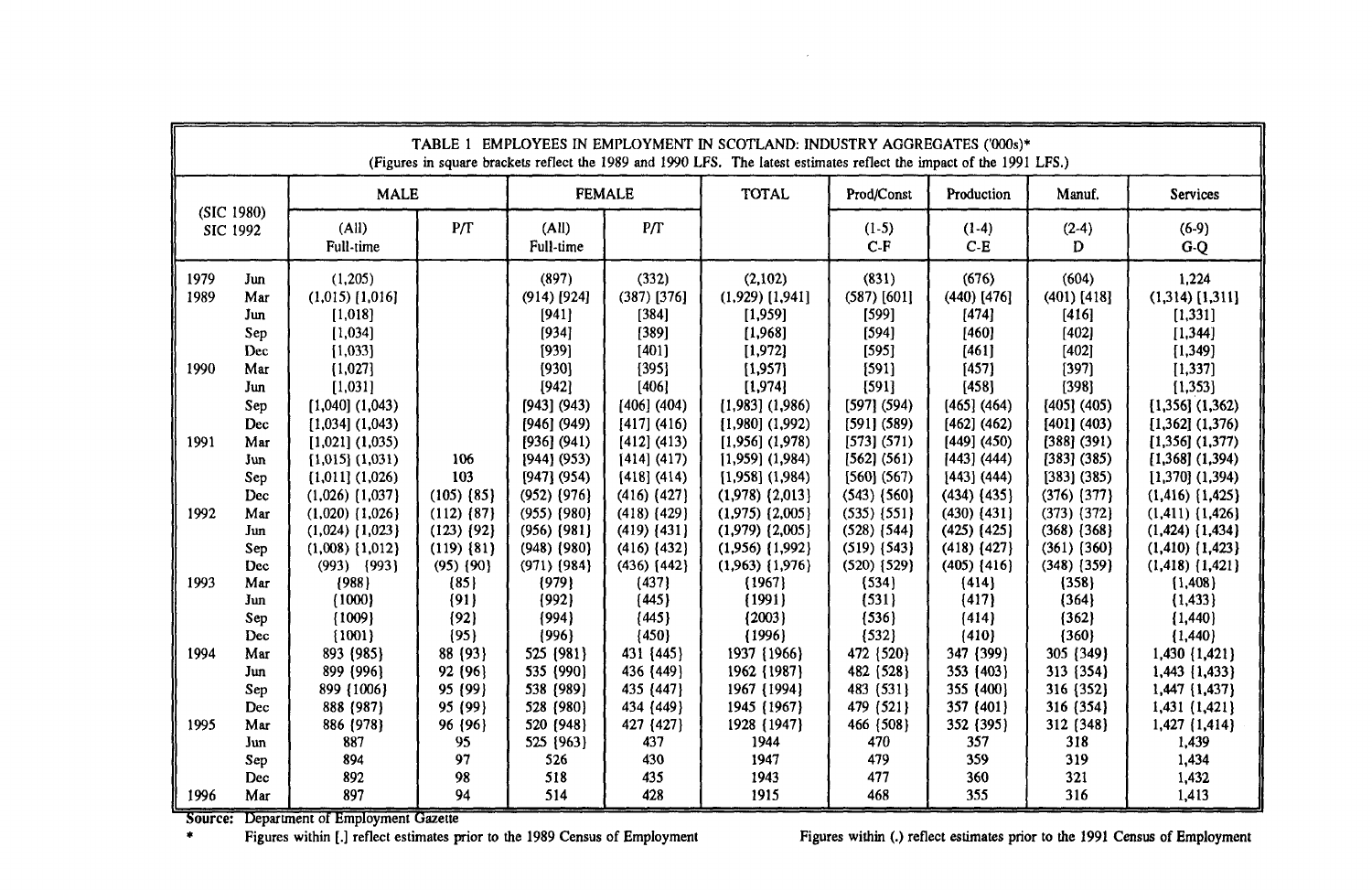TABLE 1 EMPLOYEES IN EMPLOYMENT IN SCOTLAND: INDUSTRY AGGREGATES ('000s)*
(Figures in square brackets reflect the 1989 and 1990 LFS. The latest estimates reflect the impact of the 1991 LFS.)

| (SIC 1980) SIC 1992 | | MALE | | FEMALE | | TOTAL | Prod/Const | Production | Manuf. | Services |
|---|---|---|---|---|---|---|---|---|---|---|
| | | (All) Full-time | P/T | (All) Full-time | P/T | | (1-5) C-F | (1-4) C-E | (2-4) D | (6-9) G-Q |
| 1979 | Jun | (1,205) | | (897) | (332) | (2,102) | (831) | (676) | (604) | 1,224 |
| 1989 | Mar | (1,015) [1,016] | | (914) [924] | (387) [376] | (1,929) [1,941] | (587) [601] | (440) [476] | (401) [418] | (1,314) [1,311] |
| | Jun | [1,018] | | [941] | [384] | [1,959] | [599] | [474] | [416] | [1,331] |
| | Sep | [1,034] | | [934] | [389] | [1,968] | [594] | [460] | [402] | [1,344] |
| | Dec | [1,033] | | [939] | [401] | [1,972] | [595] | [461] | [402] | [1,349] |
| 1990 | Mar | [1,027] | | [930] | [395] | [1,957] | [591] | [457] | [397] | [1,337] |
| | Jun | [1,031] | | [942] | [406] | [1,974] | [591] | [458] | [398] | [1,353] |
| | Sep | [1,040] (1,043) | | [943] (943) | [406] (404) | [1,983] (1,986) | [597] (594) | [465] (464) | [405] (405) | [1,356] (1,362) |
| | Dec | [1,034] (1,043) | | [946] (949) | [417] (416) | [1,980] (1,992) | [591] (589) | [462] (462) | [401] (403) | [1,362] (1,376) |
| 1991 | Mar | [1,021] (1,035) | | [936] (941) | [412] (413) | [1,956] (1,978) | [573] (571) | [449] (450) | [388] (391) | [1,356] (1,377) |
| | Jun | [1,015] (1,031) | 106 | [944] (953) | [414] (417) | [1,959] (1,984) | [562] (561) | [443] (444) | [383] (385) | [1,368] (1,394) |
| | Sep | [1,011] (1,026) | 103 | [947] (954) | [418] (414) | [1,958] (1,984) | [560] (567) | [443] (444) | [383] (385) | [1,370] (1,394) |
| | Dec | (1,026) {1,037} | (105) {85} | (952) {976} | (416) {427} | (1,978) {2,013} | (543) {560} | (434) {435} | (376) {377} | (1,416) {1,425} |
| 1992 | Mar | (1,020) {1,026} | (112) {87} | (955) {980} | (418) {429} | (1,975) {2,005} | (535) {551} | (430) {431} | (373) {372} | (1,411) {1,426} |
| | Jun | (1,024) {1,023} | (123) {92} | (956) {981} | (419) {431} | (1,979) {2,005} | (528) {544} | (425) {425} | (368) {368} | (1,424) {1,434} |
| | Sep | (1,008) {1,012} | (119) {81} | (948) {980} | (416) {432} | (1,956) {1,992} | (519) {543} | (418) {427} | (361) {360} | (1,410) {1,423} |
| | Dec | (993) {993} | (95) {90} | (971) {984} | (436) {442} | (1,963) {1,976} | (520) {529} | (405) {416} | (348) {359} | (1,418) {1,421} |
| 1993 | Mar | {988} | {85} | {979} | {437} | {1967} | {534} | {414} | {358} | {1,408} |
| | Jun | {1000} | {91} | {992} | {445} | {1991} | {531} | {417} | {364} | {1,433} |
| | Sep | {1009} | {92} | {994} | {445} | {2003} | {536} | {414} | {362} | {1,440} |
| | Dec | {1001} | {95} | {996} | {450} | {1996} | {532} | {410} | {360} | {1,440} |
| 1994 | Mar | 893 {985} | 88 {93} | 525 {981} | 431 {445} | 1937 {1966} | 472 {520} | 347 {399} | 305 {349} | 1,430 {1,421} |
| | Jun | 899 {996} | 92 {96} | 535 {990} | 436 {449} | 1962 {1987} | 482 {528} | 353 {403} | 313 {354} | 1,443 {1,433} |
| | Sep | 899 {1006} | 95 {99} | 538 {989} | 435 {447} | 1967 {1994} | 483 {531} | 355 {400} | 316 {352} | 1,447 {1,437} |
| | Dec | 888 {987} | 95 {99} | 528 {980} | 434 {449} | 1945 {1967} | 479 {521} | 357 {401} | 316 {354} | 1,431 {1,421} |
| 1995 | Mar | 886 {978} | 96 {96} | 520 {948} | 427 {427} | 1928 {1947} | 466 {508} | 352 {395} | 312 {348} | 1,427 {1,414} |
| | Jun | 887 | 95 | 525 {963} | 437 | 1944 | 470 | 357 | 318 | 1,439 |
| | Sep | 894 | 97 | 526 | 430 | 1947 | 479 | 359 | 319 | 1,434 |
| | Dec | 892 | 98 | 518 | 435 | 1943 | 477 | 360 | 321 | 1,432 |
| 1996 | Mar | 897 | 94 | 514 | 428 | 1915 | 468 | 355 | 316 | 1,413 |

Source: Department of Employment Gazette

* Figures within [.] reflect estimates prior to the 1989 Census of Employment. Figures within (.) reflect estimates prior to the 1991 Census of Employment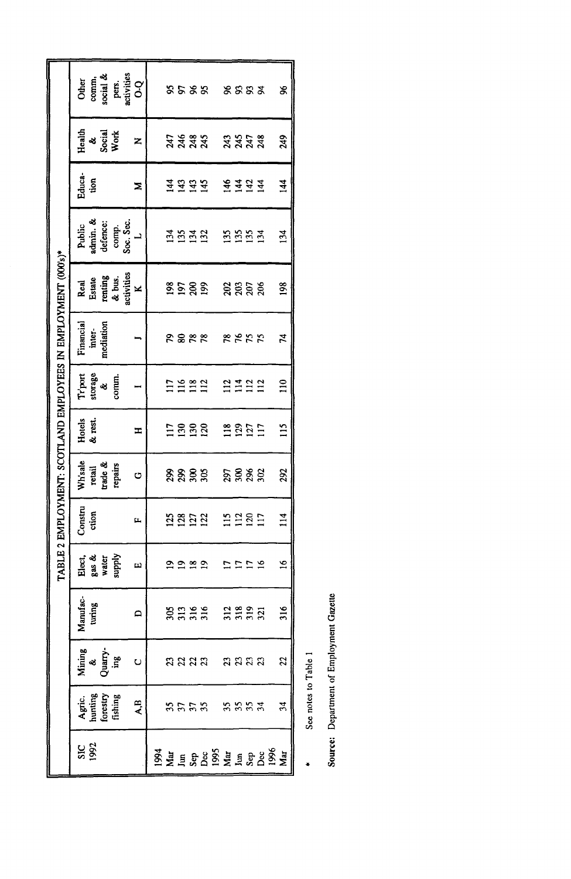# TABLE 2 EMPLOYMENT: SCOTLAND EMPLOYEES IN EMPLOYMENT (000's)*

| SIC 1992 | Agric. hunting forestry fishing | Mining & Quarry-ing | Manufac-turing | Elect, gas & water supply | Constru ction | Wh'sale retail trade & repairs | Hotels & rest. | Tr'port storage & comm. | Financial inter-mediation | Real Estate renting & bus. activities | Public admin. & defence: comp. Soc. Sec. | Educa-tion | Health & Social Work | Other comm. social & pers. activities |
|---|---|---|---|---|---|---|---|---|---|---|---|---|---|---|
| | A,B | C | D | E | F | G | H | I | J | K | L | M | N | O-Q |
| **1994** | | | | | | | | | | | | | | |
| Mar | 35 | 23 | 305 | 19 | 125 | 299 | 117 | 117 | 79 | 198 | 134 | 144 | 247 | 95 |
| Jun | 37 | 22 | 313 | 19 | 128 | 299 | 130 | 116 | 80 | 197 | 135 | 143 | 246 | 97 |
| Sep | 37 | 22 | 316 | 18 | 127 | 300 | 130 | 118 | 78 | 200 | 134 | 143 | 248 | 96 |
| Dec | 35 | 23 | 316 | 19 | 122 | 305 | 120 | 112 | 78 | 199 | 132 | 145 | 245 | 95 |
| **1995** | | | | | | | | | | | | | | |
| Mar | 35 | 23 | 312 | 17 | 115 | 297 | 118 | 112 | 78 | 202 | 135 | 146 | 243 | 96 |
| Jun | 35 | 23 | 318 | 17 | 112 | 300 | 129 | 114 | 76 | 203 | 135 | 144 | 245 | 93 |
| Sep | 35 | 23 | 319 | 17 | 120 | 296 | 127 | 112 | 75 | 207 | 135 | 142 | 247 | 93 |
| Dec | 34 | 23 | 321 | 16 | 117 | 302 | 117 | 112 | 75 | 206 | 134 | 144 | 248 | 94 |
| **1996** | | | | | | | | | | | | | | |
| Mar | 34 | 22 | 316 | 16 | 114 | 292 | 115 | 110 | 74 | 198 | 134 | 144 | 249 | 96 |

\* See notes to Table 1

**Source:** Department of Employment Gazette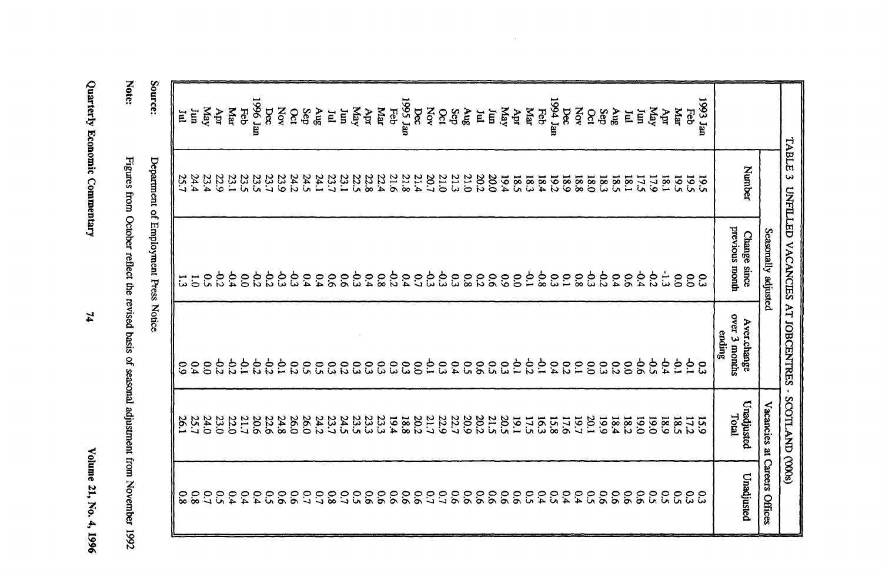## TABLE 3 UNFILLED VACANCIES AT JOBCENTRES - SCOTLAND (000s)

| | Seasonally adjusted | | | Vacancies at Careers Offices | |
|---|---|---|---|---|---|
| | Number | Change since previous month | Aver.change over 3 months ending | Unadjusted Total | Unadjusted |
| 1993 Jan | 19.5 | 0.3 | 0.3 | 15.9 | 0.3 |
| Feb | 19.5 | 0.0 | -0.1 | 17.2 | 0.3 |
| Mar | 19.5 | 0.0 | -0.1 | 18.5 | 0.5 |
| Apr | 18.1 | -1.3 | -0.4 | 18.9 | 0.5 |
| May | 17.9 | -0.2 | -0.5 | 19.0 | 0.5 |
| Jun | 17.5 | -0.4 | -0.6 | 19.0 | 0.6 |
| Jul | 18.1 | 0.6 | 0.0 | 18.2 | 0.6 |
| Aug | 18.5 | 0.4 | 0.2 | 18.4 | 0.6 |
| Sep | 18.3 | -0.2 | 0.3 | 19.9 | 0.6 |
| Oct | 18.0 | -0.3 | 0.0 | 20.1 | 0.5 |
| Nov | 18.8 | 0.8 | 0.1 | 19.7 | 0.4 |
| Dec | 18.9 | 0.1 | 0.2 | 17.6 | 0.4 |
| 1994 Jan | 19.2 | 0.3 | 0.4 | 15.8 | 0.5 |
| Feb | 18.4 | -0.8 | -0.1 | 16.3 | 0.4 |
| Mar | 18.3 | -0.1 | -0.2 | 17.5 | 0.5 |
| Apr | 18.5 | 0.0 | -0.1 | 19.1 | 0.6 |
| May | 19.4 | 0.9 | 0.3 | 20.5 | 0.6 |
| Jun | 20.0 | 0.6 | 0.5 | 21.5 | 0.6 |
| Jul | 20.2 | 0.2 | 0.6 | 20.2 | 0.6 |
| Aug | 21.0 | 0.8 | 0.5 | 20.9 | 0.6 |
| Sep | 21.3 | 0.3 | 0.4 | 22.7 | 0.6 |
| Oct | 21.0 | -0.3 | 0.3 | 22.9 | 0.7 |
| Nov | 20.7 | -0.3 | -0.1 | 21.7 | 0.7 |
| Dec | 21.4 | 0.7 | 0.0 | 20.2 | 0.6 |
| 1995 Jan | 21.8 | 0.4 | 0.3 | 18.8 | 0.6 |
| Feb | 21.6 | -0.2 | 0.3 | 19.4 | 0.6 |
| Mar | 22.4 | 0.8 | 0.3 | 23.3 | 0.6 |
| Apr | 22.8 | 0.4 | 0.3 | 23.3 | 0.6 |
| May | 22.5 | -0.3 | 0.3 | 23.5 | 0.5 |
| Jun | 23.1 | 0.6 | 0.2 | 24.5 | 0.7 |
| Jul | 23.7 | 0.6 | 0.3 | 23.7 | 0.8 |
| Aug | 24.1 | 0.4 | 0.5 | 24.2 | 0.7 |
| Sep | 24.5 | 0.4 | 0.5 | 26.0 | 0.7 |
| Oct | 24.2 | -0.3 | 0.2 | 26.0 | 0.6 |
| Nov | 23.9 | -0.3 | -0.1 | 24.8 | 0.6 |
| Dec | 23.7 | -0.2 | -0.2 | 22.6 | 0.5 |
| 1996 Jan | 23.5 | -0.2 | -0.2 | 20.6 | 0.4 |
| Feb | 23.5 | 0.0 | -0.1 | 21.7 | 0.4 |
| Mar | 23.1 | -0.4 | -0.2 | 22.0 | 0.4 |
| Apr | 22.9 | -0.2 | -0.2 | 23.0 | 0.5 |
| May | 23.4 | 0.5 | 0.0 | 24.0 | 0.7 |
| Jun | 24.4 | 1.0 | 0.4 | 25.7 | 0.8 |
| Jul | 25.7 | 1.3 | 0.9 | 26.1 | 0.8 |

Source: Department of Employment Press Notice

Note: Figures from October reflect the revised basis of seasonal adjustment from November 1992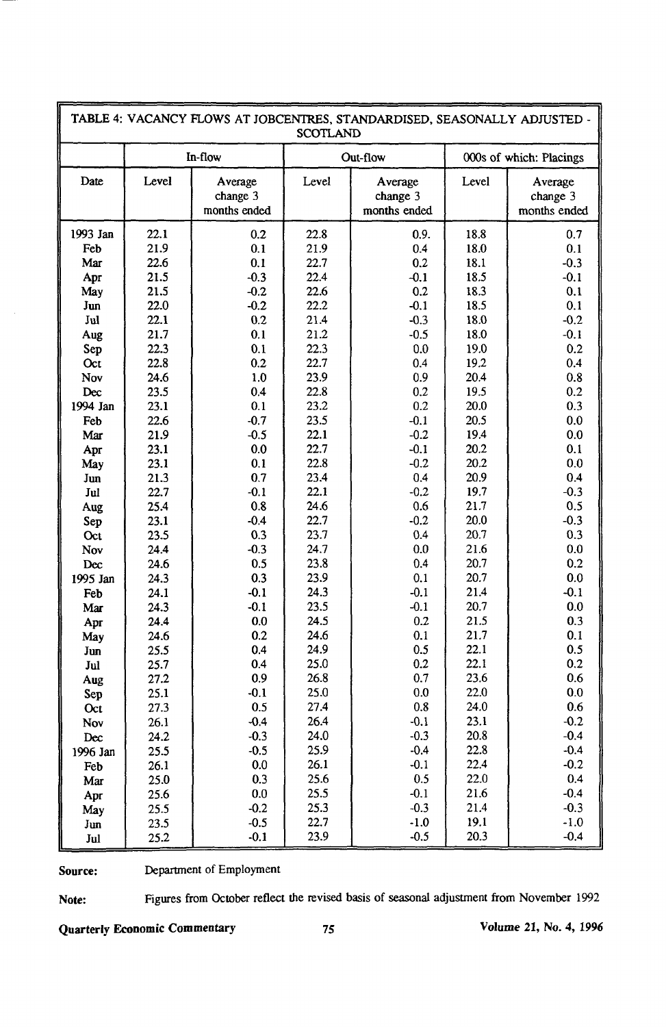| TABLE 4: VACANCY FLOWS AT JOBCENTRES, STANDARDISED, SEASONALLY ADJUSTED - SCOTLAND | | | | | | |
|---|---|---|---|---|---|---|
| | In-flow | | Out-flow | | 000s of which: Placings | |
| Date | Level | Average change 3 months ended | Level | Average change 3 months ended | Level | Average change 3 months ended |
| 1993 Jan | 22.1 | 0.2 | 22.8 | 0.9. | 18.8 | 0.7 |
| Feb | 21.9 | 0.1 | 21.9 | 0.4 | 18.0 | 0.1 |
| Mar | 22.6 | 0.1 | 22.7 | 0.2 | 18.1 | -0.3 |
| Apr | 21.5 | -0.3 | 22.4 | -0.1 | 18.5 | -0.1 |
| May | 21.5 | -0.2 | 22.6 | 0.2 | 18.3 | 0.1 |
| Jun | 22.0 | -0.2 | 22.2 | -0.1 | 18.5 | 0.1 |
| Jul | 22.1 | 0.2 | 21.4 | -0.3 | 18.0 | -0.2 |
| Aug | 21.7 | 0.1 | 21.2 | -0.5 | 18.0 | -0.1 |
| Sep | 22.3 | 0.1 | 22.3 | 0.0 | 19.0 | 0.2 |
| Oct | 22.8 | 0.2 | 22.7 | 0.4 | 19.2 | 0.4 |
| Nov | 24.6 | 1.0 | 23.9 | 0.9 | 20.4 | 0.8 |
| Dec | 23.5 | 0.4 | 22.8 | 0.2 | 19.5 | 0.2 |
| 1994 Jan | 23.1 | 0.1 | 23.2 | 0.2 | 20.0 | 0.3 |
| Feb | 22.6 | -0.7 | 23.5 | -0.1 | 20.5 | 0.0 |
| Mar | 21.9 | -0.5 | 22.1 | -0.2 | 19.4 | 0.0 |
| Apr | 23.1 | 0.0 | 22.7 | -0.1 | 20.2 | 0.1 |
| May | 23.1 | 0.1 | 22.8 | -0.2 | 20.2 | 0.0 |
| Jun | 21.3 | 0.7 | 23.4 | 0.4 | 20.9 | 0.4 |
| Jul | 22.7 | -0.1 | 22.1 | -0.2 | 19.7 | -0.3 |
| Aug | 25.4 | 0.8 | 24.6 | 0.6 | 21.7 | 0.5 |
| Sep | 23.1 | -0.4 | 22.7 | -0.2 | 20.0 | -0.3 |
| Oct | 23.5 | 0.3 | 23.7 | 0.4 | 20.7 | 0.3 |
| Nov | 24.4 | -0.3 | 24.7 | 0.0 | 21.6 | 0.0 |
| Dec | 24.6 | 0.5 | 23.8 | 0.4 | 20.7 | 0.2 |
| 1995 Jan | 24.3 | 0.3 | 23.9 | 0.1 | 20.7 | 0.0 |
| Feb | 24.1 | -0.1 | 24.3 | -0.1 | 21.4 | -0.1 |
| Mar | 24.3 | -0.1 | 23.5 | -0.1 | 20.7 | 0.0 |
| Apr | 24.4 | 0.0 | 24.5 | 0.2 | 21.5 | 0.3 |
| May | 24.6 | 0.2 | 24.6 | 0.1 | 21.7 | 0.1 |
| Jun | 25.5 | 0.4 | 24.9 | 0.5 | 22.1 | 0.5 |
| Jul | 25.7 | 0.4 | 25.0 | 0.2 | 22.1 | 0.2 |
| Aug | 27.2 | 0.9 | 26.8 | 0.7 | 23.6 | 0.6 |
| Sep | 25.1 | -0.1 | 25.0 | 0.0 | 22.0 | 0.0 |
| Oct | 27.3 | 0.5 | 27.4 | 0.8 | 24.0 | 0.6 |
| Nov | 26.1 | -0.4 | 26.4 | -0.1 | 23.1 | -0.2 |
| Dec | 24.2 | -0.3 | 24.0 | -0.3 | 20.8 | -0.4 |
| 1996 Jan | 25.5 | -0.5 | 25.9 | -0.4 | 22.8 | -0.4 |
| Feb | 26.1 | 0.0 | 26.1 | -0.1 | 22.4 | -0.2 |
| Mar | 25.0 | 0.3 | 25.6 | 0.5 | 22.0 | 0.4 |
| Apr | 25.6 | 0.0 | 25.5 | -0.1 | 21.6 | -0.4 |
| May | 25.5 | -0.2 | 25.3 | -0.3 | 21.4 | -0.3 |
| Jun | 23.5 | -0.5 | 22.7 | -1.0 | 19.1 | -1.0 |
| Jul | 25.2 | -0.1 | 23.9 | -0.5 | 20.3 | -0.4 |

**Source:** Department of Employment

**Note:** Figures from October reflect the revised basis of seasonal adjustment from November 1992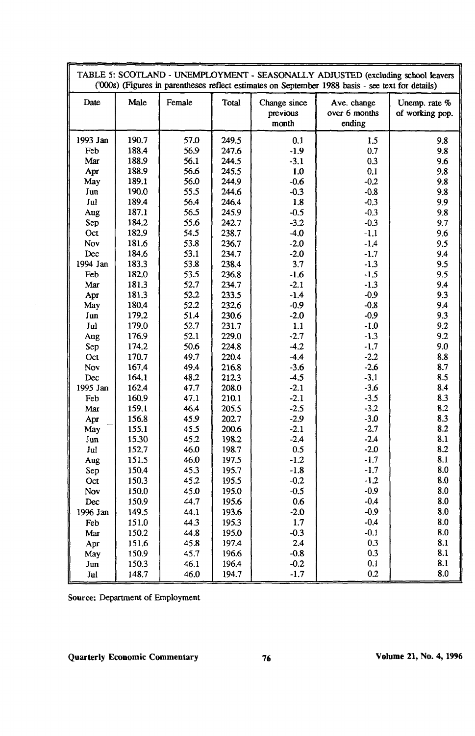| TABLE 5: SCOTLAND - UNEMPLOYMENT - SEASONALLY ADJUSTED (excluding school leavers ('000s) (Figures in parentheses reflect estimates on September 1988 basis - see text for details) | | | | | | |
|---|---|---|---|---|---|---|
| Date | Male | Female | Total | Change since previous month | Ave. change over 6 months ending | Unemp. rate % of working pop. |
| 1993 Jan | 190.7 | 57.0 | 249.5 | 0.1 | 1.5 | 9.8 |
| Feb | 188.4 | 56.9 | 247.6 | -1.9 | 0.7 | 9.8 |
| Mar | 188.9 | 56.1 | 244.5 | -3.1 | 0.3 | 9.6 |
| Apr | 188.9 | 56.6 | 245.5 | 1.0 | 0.1 | 9.8 |
| May | 189.1 | 56.0 | 244.9 | -0.6 | -0.2 | 9.8 |
| Jun | 190.0 | 55.5 | 244.6 | -0.3 | -0.8 | 9.8 |
| Jul | 189.4 | 56.4 | 246.4 | 1.8 | -0.3 | 9.9 |
| Aug | 187.1 | 56.5 | 245.9 | -0.5 | -0.3 | 9.8 |
| Sep | 184.2 | 55.6 | 242.7 | -3.2 | -0.3 | 9.7 |
| Oct | 182.9 | 54.5 | 238.7 | -4.0 | -1.1 | 9.6 |
| Nov | 181.6 | 53.8 | 236.7 | -2.0 | -1.4 | 9.5 |
| Dec | 184.6 | 53.1 | 234.7 | -2.0 | -1.7 | 9.4 |
| 1994 Jan | 183.3 | 53.8 | 238.4 | 3.7 | -1.3 | 9.5 |
| Feb | 182.0 | 53.5 | 236.8 | -1.6 | -1.5 | 9.5 |
| Mar | 181.3 | 52.7 | 234.7 | -2.1 | -1.3 | 9.4 |
| Apr | 181.3 | 52.2 | 233.5 | -1.4 | -0.9 | 9.3 |
| May | 180.4 | 52.2 | 232.6 | -0.9 | -0.8 | 9.4 |
| Jun | 179.2 | 51.4 | 230.6 | -2.0 | -0.9 | 9.3 |
| Jul | 179.0 | 52.7 | 231.7 | 1.1 | -1.0 | 9.2 |
| Aug | 176.9 | 52.1 | 229.0 | -2.7 | -1.3 | 9.2 |
| Sep | 174.2 | 50.6 | 224.8 | -4.2 | -1.7 | 9.0 |
| Oct | 170.7 | 49.7 | 220.4 | -4.4 | -2.2 | 8.8 |
| Nov | 167.4 | 49.4 | 216.8 | -3.6 | -2.6 | 8.7 |
| Dec | 164.1 | 48.2 | 212.3 | -4.5 | -3.1 | 8.5 |
| 1995 Jan | 162.4 | 47.7 | 208.0 | -2.1 | -3.6 | 8.4 |
| Feb | 160.9 | 47.1 | 210.1 | -2.1 | -3.5 | 8.3 |
| Mar | 159.1 | 46.4 | 205.5 | -2.5 | -3.2 | 8.2 |
| Apr | 156.8 | 45.9 | 202.7 | -2.9 | -3.0 | 8.3 |
| May | 155.1 | 45.5 | 200.6 | -2.1 | -2.7 | 8.2 |
| Jun | 15.30 | 45.2 | 198.2 | -2.4 | -2.4 | 8.1 |
| Jul | 152.7 | 46.0 | 198.7 | 0.5 | -2.0 | 8.2 |
| Aug | 151.5 | 46.0 | 197.5 | -1.2 | -1.7 | 8.1 |
| Sep | 150.4 | 45.3 | 195.7 | -1.8 | -1.7 | 8.0 |
| Oct | 150.3 | 45.2 | 195.5 | -0.2 | -1.2 | 8.0 |
| Nov | 150.0 | 45.0 | 195.0 | -0.5 | -0.9 | 8.0 |
| Dec | 150.9 | 44.7 | 195.6 | 0.6 | -0.4 | 8.0 |
| 1996 Jan | 149.5 | 44.1 | 193.6 | -2.0 | -0.9 | 8.0 |
| Feb | 151.0 | 44.3 | 195.3 | 1.7 | -0.4 | 8.0 |
| Mar | 150.2 | 44.8 | 195.0 | -0.3 | -0.1 | 8.0 |
| Apr | 151.6 | 45.8 | 197.4 | 2.4 | 0.3 | 8.1 |
| May | 150.9 | 45.7 | 196.6 | -0.8 | 0.3 | 8.1 |
| Jun | 150.3 | 46.1 | 196.4 | -0.2 | 0.1 | 8.1 |
| Jul | 148.7 | 46.0 | 194.7 | -1.7 | 0.2 | 8.0 |

Source: Department of Employment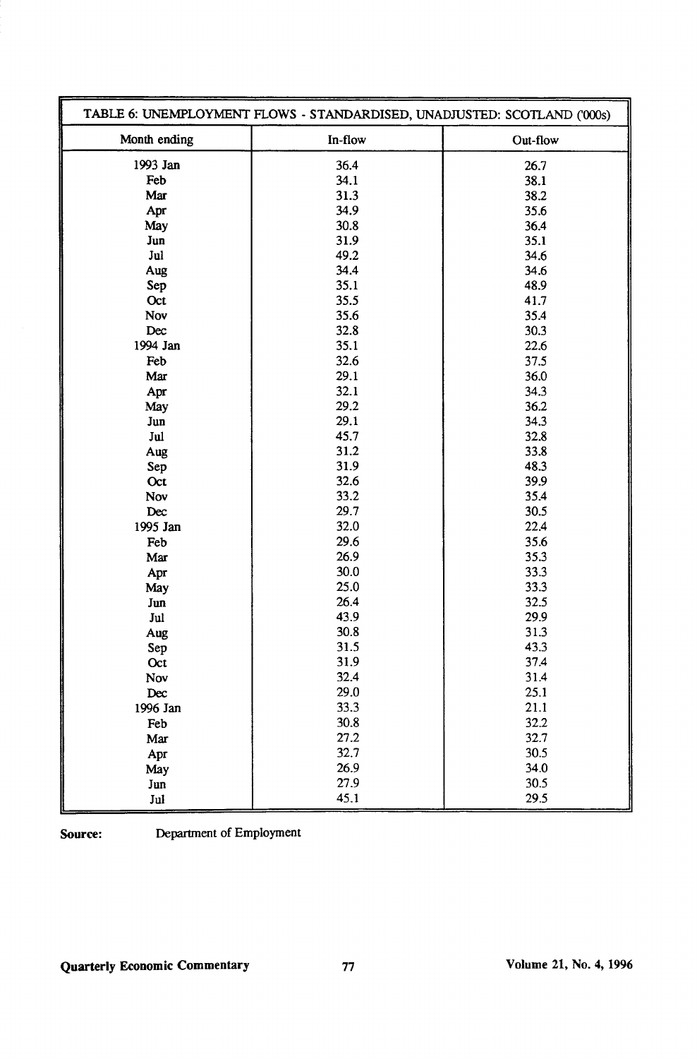| TABLE 6: UNEMPLOYMENT FLOWS - STANDARDISED, UNADJUSTED: SCOTLAND ('000s) | | |
|---|---|---|
| Month ending | In-flow | Out-flow |
| 1993 Jan | 36.4 | 26.7 |
| Feb | 34.1 | 38.1 |
| Mar | 31.3 | 38.2 |
| Apr | 34.9 | 35.6 |
| May | 30.8 | 36.4 |
| Jun | 31.9 | 35.1 |
| Jul | 49.2 | 34.6 |
| Aug | 34.4 | 34.6 |
| Sep | 35.1 | 48.9 |
| Oct | 35.5 | 41.7 |
| Nov | 35.6 | 35.4 |
| Dec | 32.8 | 30.3 |
| 1994 Jan | 35.1 | 22.6 |
| Feb | 32.6 | 37.5 |
| Mar | 29.1 | 36.0 |
| Apr | 32.1 | 34.3 |
| May | 29.2 | 36.2 |
| Jun | 29.1 | 34.3 |
| Jul | 45.7 | 32.8 |
| Aug | 31.2 | 33.8 |
| Sep | 31.9 | 48.3 |
| Oct | 32.6 | 39.9 |
| Nov | 33.2 | 35.4 |
| Dec | 29.7 | 30.5 |
| 1995 Jan | 32.0 | 22.4 |
| Feb | 29.6 | 35.6 |
| Mar | 26.9 | 35.3 |
| Apr | 30.0 | 33.3 |
| May | 25.0 | 33.3 |
| Jun | 26.4 | 32.5 |
| Jul | 43.9 | 29.9 |
| Aug | 30.8 | 31.3 |
| Sep | 31.5 | 43.3 |
| Oct | 31.9 | 37.4 |
| Nov | 32.4 | 31.4 |
| Dec | 29.0 | 25.1 |
| 1996 Jan | 33.3 | 21.1 |
| Feb | 30.8 | 32.2 |
| Mar | 27.2 | 32.7 |
| Apr | 32.7 | 30.5 |
| May | 26.9 | 34.0 |
| Jun | 27.9 | 30.5 |
| Jul | 45.1 | 29.5 |

**Source:** Department of Employment